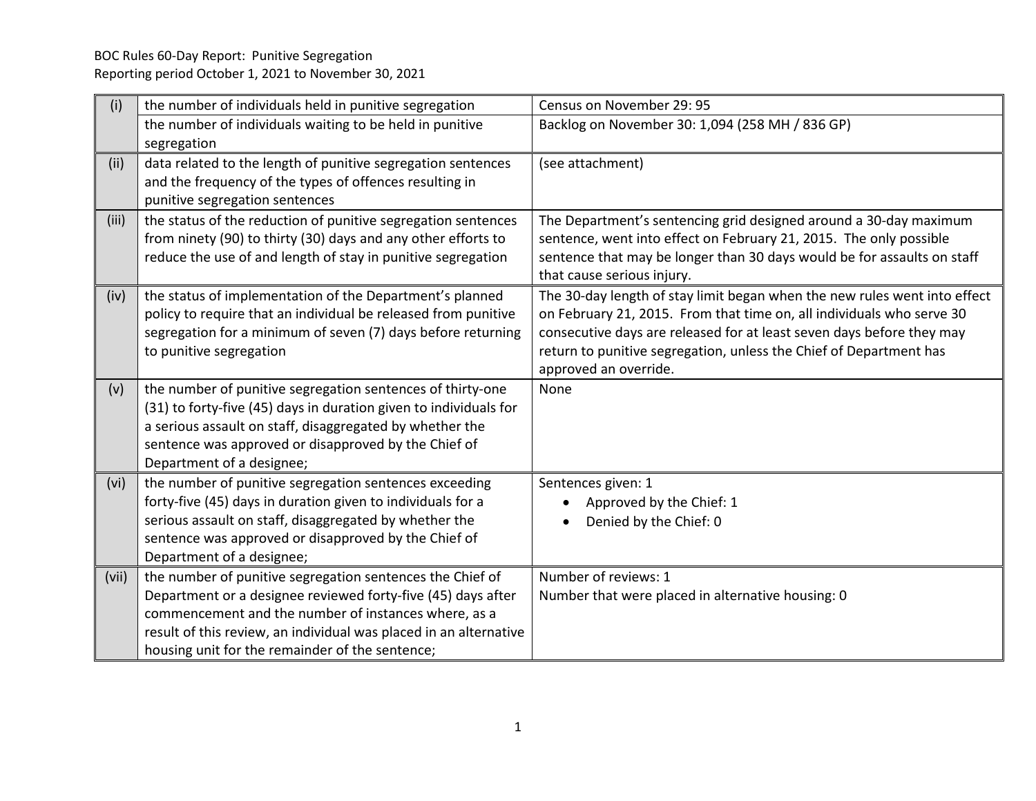BOC Rules 60-Day Report: Punitive Segregation
Reporting period October 1, 2021 to November 30, 2021

| | | |
|---|---|---|
| (i) | the number of individuals held in punitive segregation | Census on November 29: 95 |
| | the number of individuals waiting to be held in punitive segregation | Backlog on November 30: 1,094 (258 MH / 836 GP) |
| (ii) | data related to the length of punitive segregation sentences and the frequency of the types of offences resulting in punitive segregation sentences | (see attachment) |
| (iii) | the status of the reduction of punitive segregation sentences from ninety (90) to thirty (30) days and any other efforts to reduce the use of and length of stay in punitive segregation | The Department's sentencing grid designed around a 30-day maximum sentence, went into effect on February 21, 2015. The only possible sentence that may be longer than 30 days would be for assaults on staff that cause serious injury. |
| (iv) | the status of implementation of the Department's planned policy to require that an individual be released from punitive segregation for a minimum of seven (7) days before returning to punitive segregation | The 30-day length of stay limit began when the new rules went into effect on February 21, 2015. From that time on, all individuals who serve 30 consecutive days are released for at least seven days before they may return to punitive segregation, unless the Chief of Department has approved an override. |
| (v) | the number of punitive segregation sentences of thirty-one (31) to forty-five (45) days in duration given to individuals for a serious assault on staff, disaggregated by whether the sentence was approved or disapproved by the Chief of Department of a designee; | None |
| (vi) | the number of punitive segregation sentences exceeding forty-five (45) days in duration given to individuals for a serious assault on staff, disaggregated by whether the sentence was approved or disapproved by the Chief of Department of a designee; | Sentences given: 1<br>• Approved by the Chief: 1<br>• Denied by the Chief: 0 |
| (vii) | the number of punitive segregation sentences the Chief of Department or a designee reviewed forty-five (45) days after commencement and the number of instances where, as a result of this review, an individual was placed in an alternative housing unit for the remainder of the sentence; | Number of reviews: 1<br>Number that were placed in alternative housing: 0 |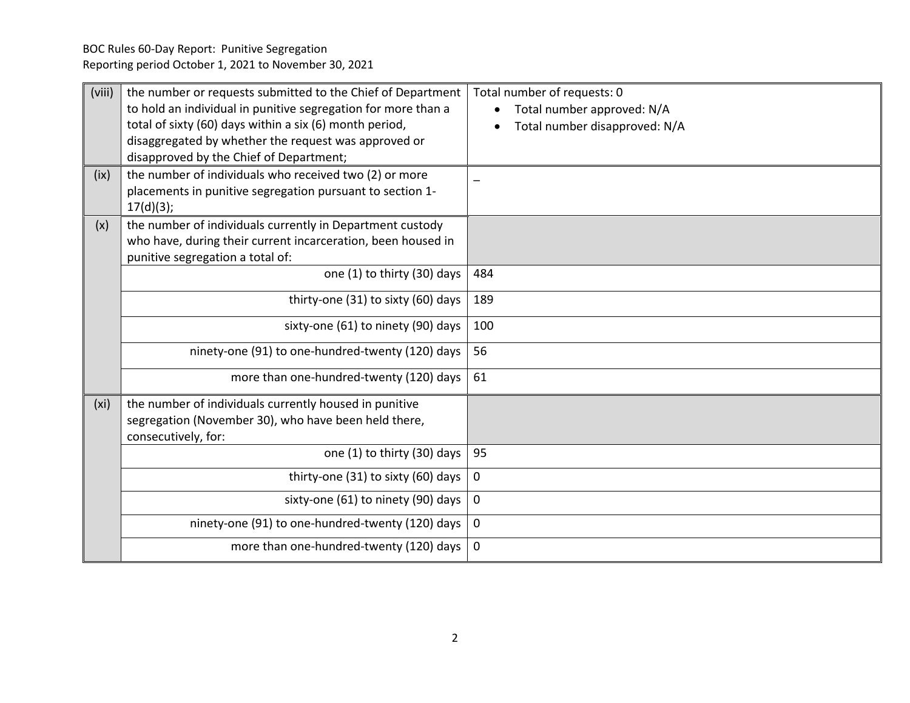| | | |
|---|---|---|
| (viii) | the number or requests submitted to the Chief of Department to hold an individual in punitive segregation for more than a total of sixty (60) days within a six (6) month period, disaggregated by whether the request was approved or disapproved by the Chief of Department; | Total number of requests: 0<br>• Total number approved: N/A<br>• Total number disapproved: N/A |
| (ix) | the number of individuals who received two (2) or more placements in punitive segregation pursuant to section 1-17(d)(3); | – |
| (x) | the number of individuals currently in Department custody who have, during their current incarceration, been housed in punitive segregation a total of: | |
| | one (1) to thirty (30) days | 484 |
| | thirty-one (31) to sixty (60) days | 189 |
| | sixty-one (61) to ninety (90) days | 100 |
| | ninety-one (91) to one-hundred-twenty (120) days | 56 |
| | more than one-hundred-twenty (120) days | 61 |
| (xi) | the number of individuals currently housed in punitive segregation (November 30), who have been held there, consecutively, for: | |
| | one (1) to thirty (30) days | 95 |
| | thirty-one (31) to sixty (60) days | 0 |
| | sixty-one (61) to ninety (90) days | 0 |
| | ninety-one (91) to one-hundred-twenty (120) days | 0 |
| | more than one-hundred-twenty (120) days | 0 |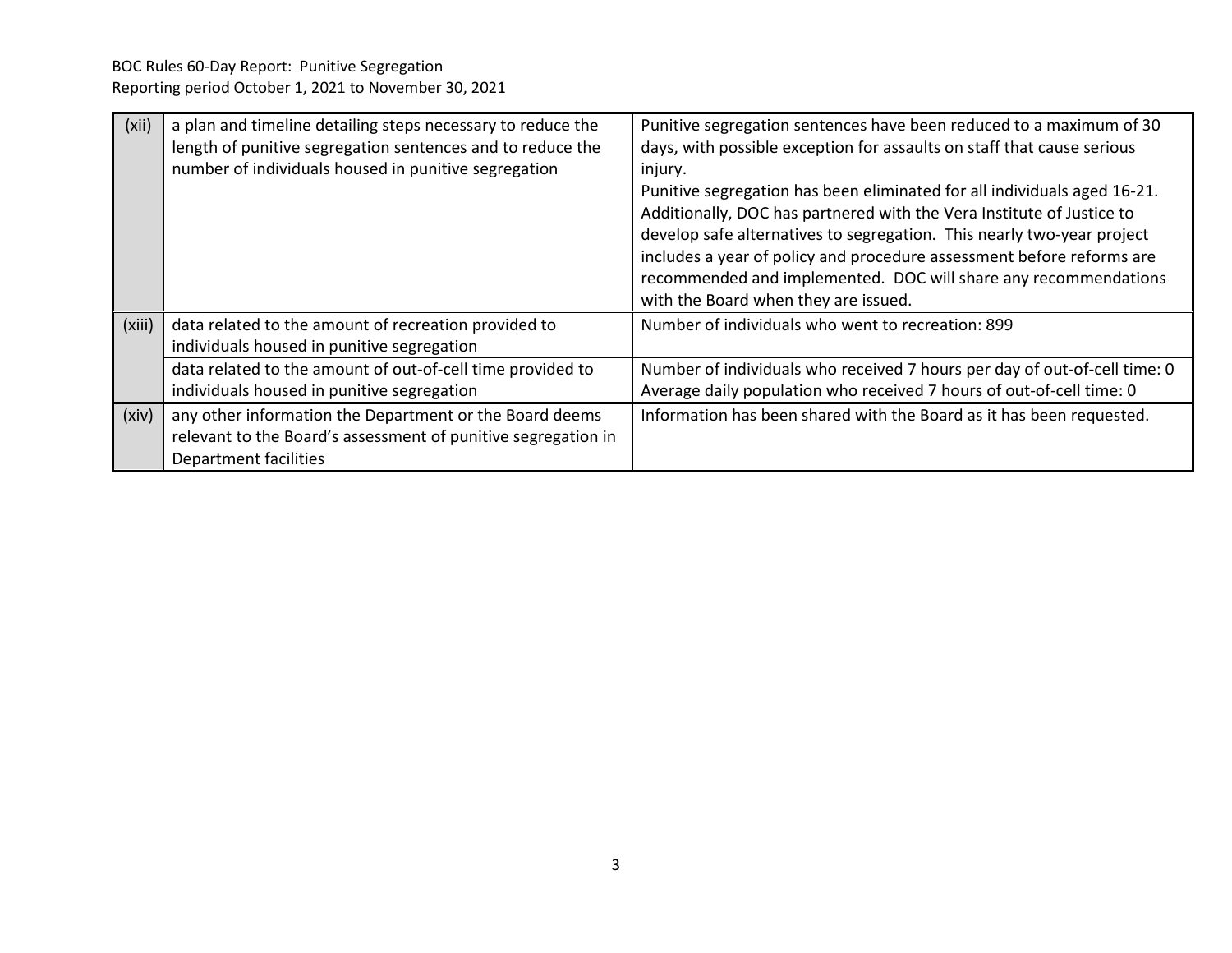| (xii) | a plan and timeline detailing steps necessary to reduce the length of punitive segregation sentences and to reduce the number of individuals housed in punitive segregation | Punitive segregation sentences have been reduced to a maximum of 30 days, with possible exception for assaults on staff that cause serious injury.<br>Punitive segregation has been eliminated for all individuals aged 16-21. Additionally, DOC has partnered with the Vera Institute of Justice to develop safe alternatives to segregation. This nearly two-year project includes a year of policy and procedure assessment before reforms are recommended and implemented. DOC will share any recommendations with the Board when they are issued. |
|---|---|---|
| (xiii) | data related to the amount of recreation provided to individuals housed in punitive segregation | Number of individuals who went to recreation: 899 |
| | data related to the amount of out-of-cell time provided to individuals housed in punitive segregation | Number of individuals who received 7 hours per day of out-of-cell time: 0<br>Average daily population who received 7 hours of out-of-cell time: 0 |
| (xiv) | any other information the Department or the Board deems relevant to the Board's assessment of punitive segregation in Department facilities | Information has been shared with the Board as it has been requested. |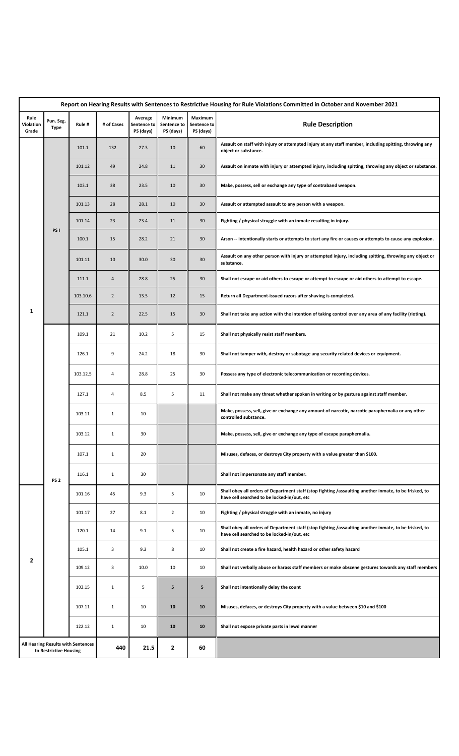| Report on Hearing Results with Sentences to Restrictive Housing for Rule Violations Committed in October and November 2021 | | | | | | | |
|---|---|---|---|---|---|---|---|
| **Rule Violation Grade** | **Pun. Seg. Type** | **Rule #** | **# of Cases** | **Average Sentence to PS (days)** | **Minimum Sentence to PS (days)** | **Maximum Sentence to PS (days)** | **Rule Description** |
| 1 | PS I | 101.1 | 132 | 27.3 | 10 | 60 | **Assault on staff with injury or attempted injury at any staff member, including spitting, throwing any object or substance.** |
| | | 101.12 | 49 | 24.8 | 11 | 30 | **Assault on inmate with injury or attempted injury, including spitting, throwing any object or substance.** |
| | | 103.1 | 38 | 23.5 | 10 | 30 | **Make, possess, sell or exchange any type of contraband weapon.** |
| | | 101.13 | 28 | 28.1 | 10 | 30 | **Assault or attempted assault to any person with a weapon.** |
| | | 101.14 | 23 | 23.4 | 11 | 30 | **Fighting / physical struggle with an inmate resulting in injury.** |
| | | 100.1 | 15 | 28.2 | 21 | 30 | **Arson -- intentionally starts or attempts to start any fire or causes or attempts to cause any explosion.** |
| | | 101.11 | 10 | 30.0 | 30 | 30 | **Assault on any other person with injury or attempted injury, including spitting, throwing any object or substance.** |
| | | 111.1 | 4 | 28.8 | 25 | 30 | **Shall not escape or aid others to escape or attempt to escape or aid others to attempt to escape.** |
| | | 103.10.6 | 2 | 13.5 | 12 | 15 | **Return all Department-issued razors after shaving is completed.** |
| | | 121.1 | 2 | 22.5 | 15 | 30 | **Shall not take any action with the intention of taking control over any area of any facility (rioting).** |
| | PS 2 | 109.1 | 21 | 10.2 | 5 | 15 | **Shall not physically resist staff members.** |
| | | 126.1 | 9 | 24.2 | 18 | 30 | **Shall not tamper with, destroy or sabotage any security related devices or equipment.** |
| | | 103.12.5 | 4 | 28.8 | 25 | 30 | **Possess any type of electronic telecommunication or recording devices.** |
| | | 127.1 | 4 | 8.5 | 5 | 11 | **Shall not make any threat whether spoken in writing or by gesture against staff member.** |
| | | 103.11 | 1 | 10 | | | **Make, possess, sell, give or exchange any amount of narcotic, narcotic paraphernalia or any other controlled substance.** |
| | | 103.12 | 1 | 30 | | | **Make, possess, sell, give or exchange any type of escape paraphernalia.** |
| | | 107.1 | 1 | 20 | | | **Misuses, defaces, or destroys City property with a value greater than $100.** |
| | | 116.1 | 1 | 30 | | | **Shall not impersonate any staff member.** |
| 2 | | 101.16 | 45 | 9.3 | 5 | 10 | **Shall obey all orders of Department staff (stop fighting /assaulting another inmate, to be frisked, to have cell searched to be locked-in/out, etc** |
| | | 101.17 | 27 | 8.1 | 2 | 10 | **Fighting / physical struggle with an inmate, no injury** |
| | | 120.1 | 14 | 9.1 | 5 | 10 | **Shall obey all orders of Department staff (stop fighting /assaulting another inmate, to be frisked, to have cell searched to be locked-in/out, etc** |
| | | 105.1 | 3 | 9.3 | 8 | 10 | **Shall not create a fire hazard, health hazard or other safety hazard** |
| | | 109.12 | 3 | 10.0 | 10 | 10 | **Shall not verbally abuse or harass staff members or make obscene gestures towards any staff members** |
| | | 103.15 | 1 | 5 | **5** | **5** | **Shall not intentionally delay the count** |
| | | 107.11 | 1 | 10 | **10** | **10** | **Misuses, defaces, or destroys City property with a value between $10 and $100** |
| | | 122.12 | 1 | 10 | **10** | **10** | **Shall not expose private parts in lewd manner** |
| **All Hearing Results with Sentences to Restrictive Housing** | | | **440** | **21.5** | **2** | **60** | |